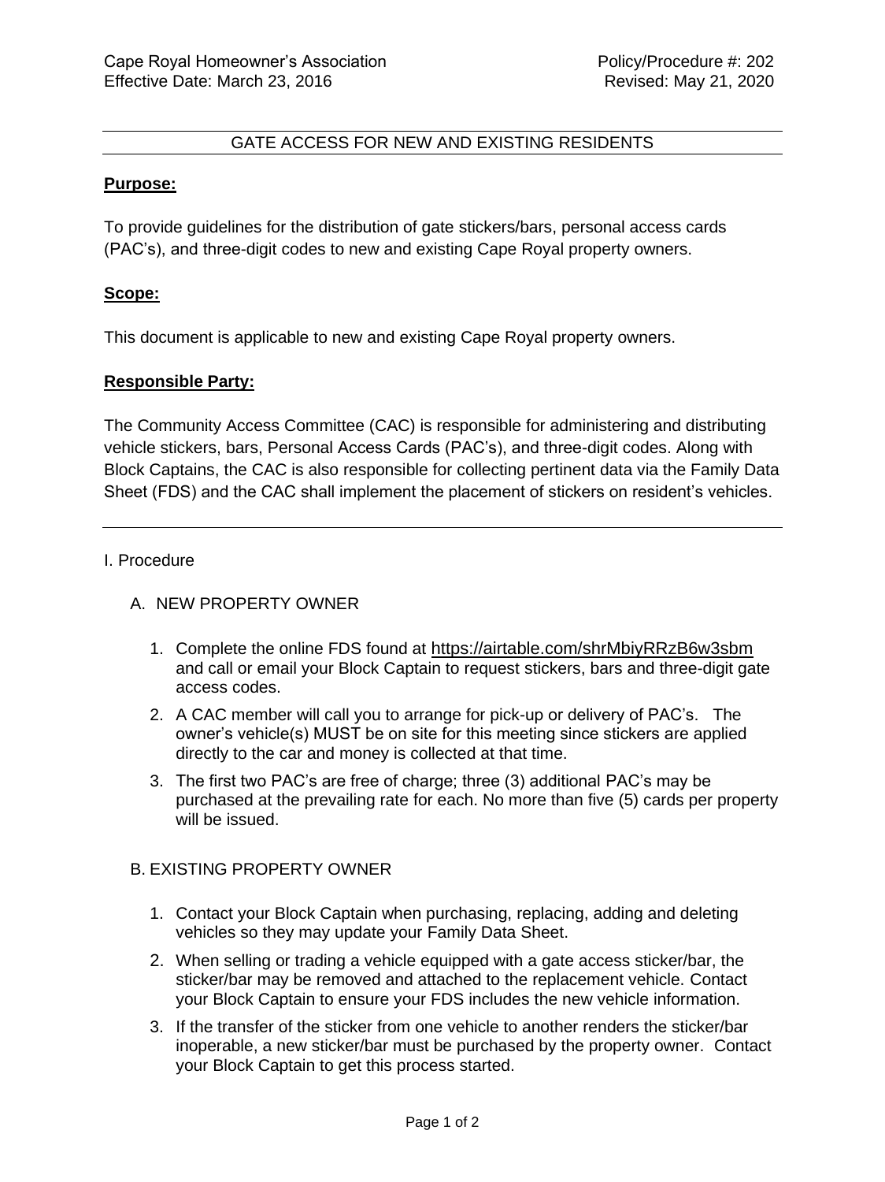Cape Royal Homeowner's Association
Effective Date: March 23, 2016

Policy/Procedure #: 202
Revised: May 21, 2020

---

# GATE ACCESS FOR NEW AND EXISTING RESIDENTS

---

## Purpose:

To provide guidelines for the distribution of gate stickers/bars, personal access cards (PAC's), and three-digit codes to new and existing Cape Royal property owners.

## Scope:

This document is applicable to new and existing Cape Royal property owners.

## Responsible Party:

The Community Access Committee (CAC) is responsible for administering and distributing vehicle stickers, bars, Personal Access Cards (PAC's), and three-digit codes. Along with Block Captains, the CAC is also responsible for collecting pertinent data via the Family Data Sheet (FDS) and the CAC shall implement the placement of stickers on resident's vehicles.

---

I. Procedure

A. NEW PROPERTY OWNER

1. Complete the online FDS found at https://airtable.com/shrMbiyRRzB6w3sbm and call or email your Block Captain to request stickers, bars and three-digit gate access codes.
2. A CAC member will call you to arrange for pick-up or delivery of PAC's. The owner's vehicle(s) MUST be on site for this meeting since stickers are applied directly to the car and money is collected at that time.
3. The first two PAC's are free of charge; three (3) additional PAC's may be purchased at the prevailing rate for each. No more than five (5) cards per property will be issued.

B. EXISTING PROPERTY OWNER

1. Contact your Block Captain when purchasing, replacing, adding and deleting vehicles so they may update your Family Data Sheet.
2. When selling or trading a vehicle equipped with a gate access sticker/bar, the sticker/bar may be removed and attached to the replacement vehicle. Contact your Block Captain to ensure your FDS includes the new vehicle information.
3. If the transfer of the sticker from one vehicle to another renders the sticker/bar inoperable, a new sticker/bar must be purchased by the property owner. Contact your Block Captain to get this process started.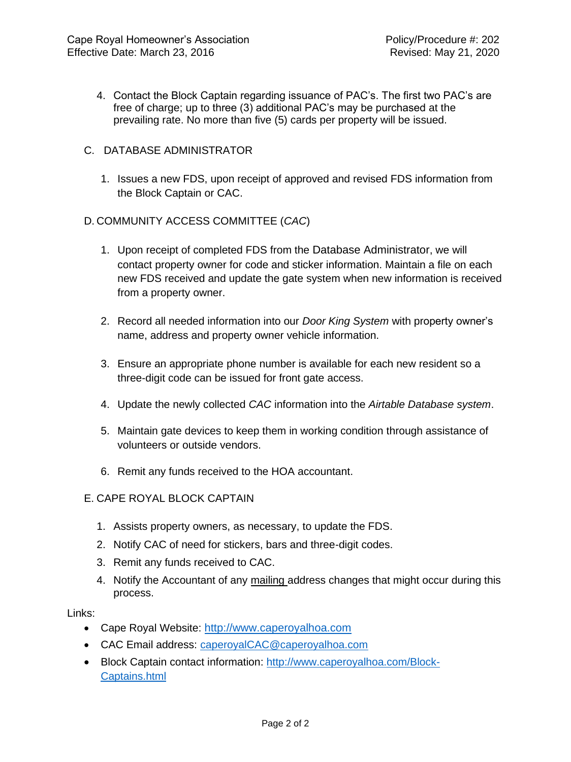4. Contact the Block Captain regarding issuance of PAC's. The first two PAC's are free of charge; up to three (3) additional PAC's may be purchased at the prevailing rate. No more than five (5) cards per property will be issued.

C. DATABASE ADMINISTRATOR

1. Issues a new FDS, upon receipt of approved and revised FDS information from the Block Captain or CAC.

D. COMMUNITY ACCESS COMMITTEE (*CAC*)

1. Upon receipt of completed FDS from the Database Administrator, we will contact property owner for code and sticker information. Maintain a file on each new FDS received and update the gate system when new information is received from a property owner.

2. Record all needed information into our *Door King System* with property owner's name, address and property owner vehicle information.

3. Ensure an appropriate phone number is available for each new resident so a three-digit code can be issued for front gate access.

4. Update the newly collected *CAC* information into the *Airtable Database system*.

5. Maintain gate devices to keep them in working condition through assistance of volunteers or outside vendors.

6. Remit any funds received to the HOA accountant.

E. CAPE ROYAL BLOCK CAPTAIN

1. Assists property owners, as necessary, to update the FDS.
2. Notify CAC of need for stickers, bars and three-digit codes.
3. Remit any funds received to CAC.
4. Notify the Accountant of any mailing address changes that might occur during this process.

Links:

- Cape Royal Website: http://www.caperoyalhoa.com
- CAC Email address: caperoyalCAC@caperoyalhoa.com
- Block Captain contact information: http://www.caperoyalhoa.com/Block-Captains.html